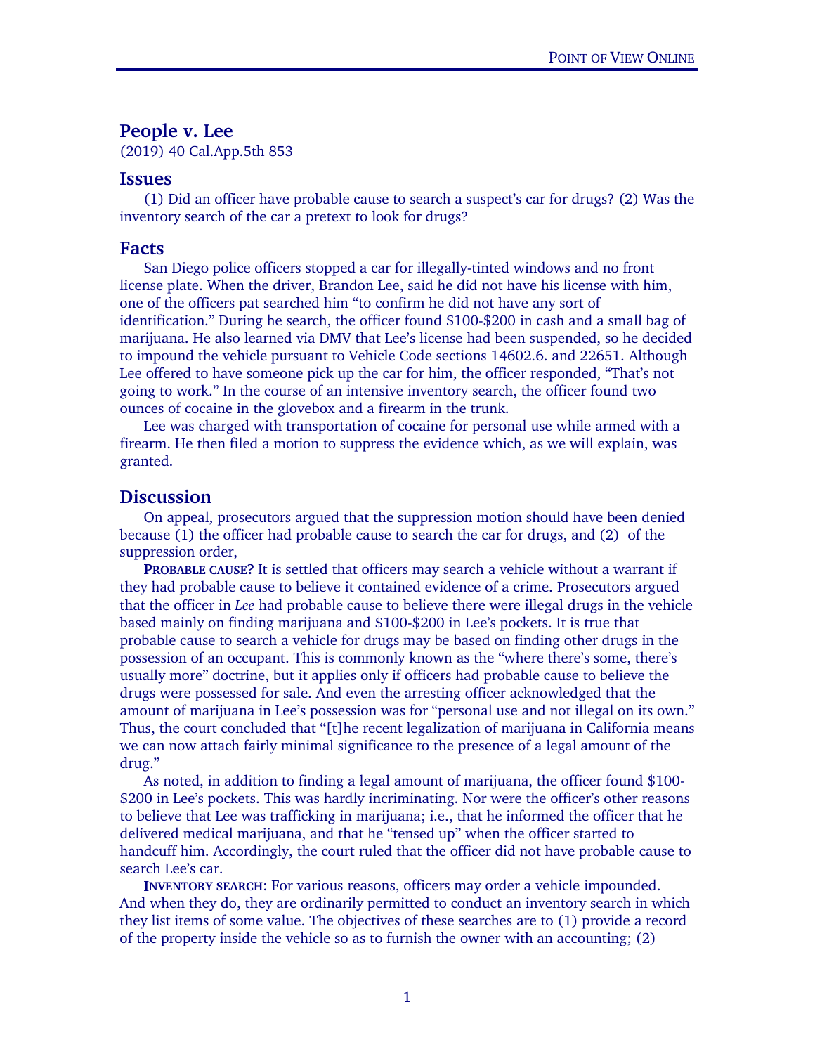# People v. Lee

(2019) 40 Cal.App.5th 853

## Issues

(1) Did an officer have probable cause to search a suspect's car for drugs? (2) Was the inventory search of the car a pretext to look for drugs?

## Facts

San Diego police officers stopped a car for illegally-tinted windows and no front license plate. When the driver, Brandon Lee, said he did not have his license with him, one of the officers pat searched him "to confirm he did not have any sort of identification." During he search, the officer found $100-$200 in cash and a small bag of marijuana. He also learned via DMV that Lee's license had been suspended, so he decided to impound the vehicle pursuant to Vehicle Code sections 14602.6. and 22651. Although Lee offered to have someone pick up the car for him, the officer responded, "That's not going to work." In the course of an intensive inventory search, the officer found two ounces of cocaine in the glovebox and a firearm in the trunk.

Lee was charged with transportation of cocaine for personal use while armed with a firearm. He then filed a motion to suppress the evidence which, as we will explain, was granted.

## Discussion

On appeal, prosecutors argued that the suppression motion should have been denied because (1) the officer had probable cause to search the car for drugs, and (2)  of the suppression order,

**PROBABLE CAUSE?** It is settled that officers may search a vehicle without a warrant if they had probable cause to believe it contained evidence of a crime. Prosecutors argued that the officer in *Lee* had probable cause to believe there were illegal drugs in the vehicle based mainly on finding marijuana and $100-$200 in Lee's pockets. It is true that probable cause to search a vehicle for drugs may be based on finding other drugs in the possession of an occupant. This is commonly known as the "where there's some, there's usually more" doctrine, but it applies only if officers had probable cause to believe the drugs were possessed for sale. And even the arresting officer acknowledged that the amount of marijuana in Lee's possession was for "personal use and not illegal on its own." Thus, the court concluded that "[t]he recent legalization of marijuana in California means we can now attach fairly minimal significance to the presence of a legal amount of the drug."

As noted, in addition to finding a legal amount of marijuana, the officer found $100-$200 in Lee's pockets. This was hardly incriminating. Nor were the officer's other reasons to believe that Lee was trafficking in marijuana; i.e., that he informed the officer that he delivered medical marijuana, and that he "tensed up" when the officer started to handcuff him. Accordingly, the court ruled that the officer did not have probable cause to search Lee's car.

**INVENTORY SEARCH**: For various reasons, officers may order a vehicle impounded. And when they do, they are ordinarily permitted to conduct an inventory search in which they list items of some value. The objectives of these searches are to (1) provide a record of the property inside the vehicle so as to furnish the owner with an accounting; (2)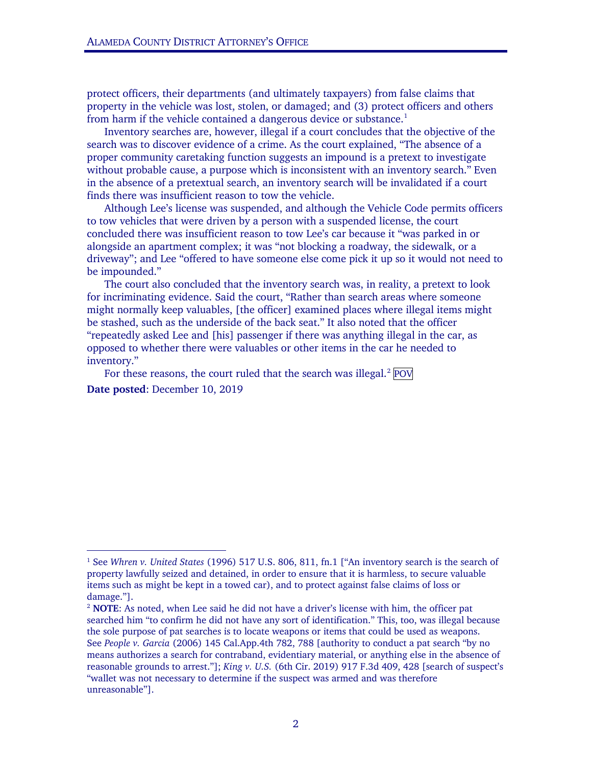protect officers, their departments (and ultimately taxpayers) from false claims that property in the vehicle was lost, stolen, or damaged; and (3) protect officers and others from harm if the vehicle contained a dangerous device or substance.[1]

Inventory searches are, however, illegal if a court concludes that the objective of the search was to discover evidence of a crime. As the court explained, "The absence of a proper community caretaking function suggests an impound is a pretext to investigate without probable cause, a purpose which is inconsistent with an inventory search." Even in the absence of a pretextual search, an inventory search will be invalidated if a court finds there was insufficient reason to tow the vehicle.

Although Lee's license was suspended, and although the Vehicle Code permits officers to tow vehicles that were driven by a person with a suspended license, the court concluded there was insufficient reason to tow Lee's car because it "was parked in or alongside an apartment complex; it was "not blocking a roadway, the sidewalk, or a driveway"; and Lee "offered to have someone else come pick it up so it would not need to be impounded."

The court also concluded that the inventory search was, in reality, a pretext to look for incriminating evidence. Said the court, "Rather than search areas where someone might normally keep valuables, [the officer] examined places where illegal items might be stashed, such as the underside of the back seat." It also noted that the officer "repeatedly asked Lee and [his] passenger if there was anything illegal in the car, as opposed to whether there were valuables or other items in the car he needed to inventory."

For these reasons, the court ruled that the search was illegal.[2] POV

**Date posted**: December 10, 2019

---

[1] See *Whren v. United States* (1996) 517 U.S. 806, 811, fn.1 ["An inventory search is the search of property lawfully seized and detained, in order to ensure that it is harmless, to secure valuable items such as might be kept in a towed car), and to protect against false claims of loss or damage."].

[2] **NOTE**: As noted, when Lee said he did not have a driver's license with him, the officer pat searched him "to confirm he did not have any sort of identification." This, too, was illegal because the sole purpose of pat searches is to locate weapons or items that could be used as weapons. See *People v. Garcia* (2006) 145 Cal.App.4th 782, 788 [authority to conduct a pat search "by no means authorizes a search for contraband, evidentiary material, or anything else in the absence of reasonable grounds to arrest."]; *King v. U.S.* (6th Cir. 2019) 917 F.3d 409, 428 [search of suspect's "wallet was not necessary to determine if the suspect was armed and was therefore unreasonable"].